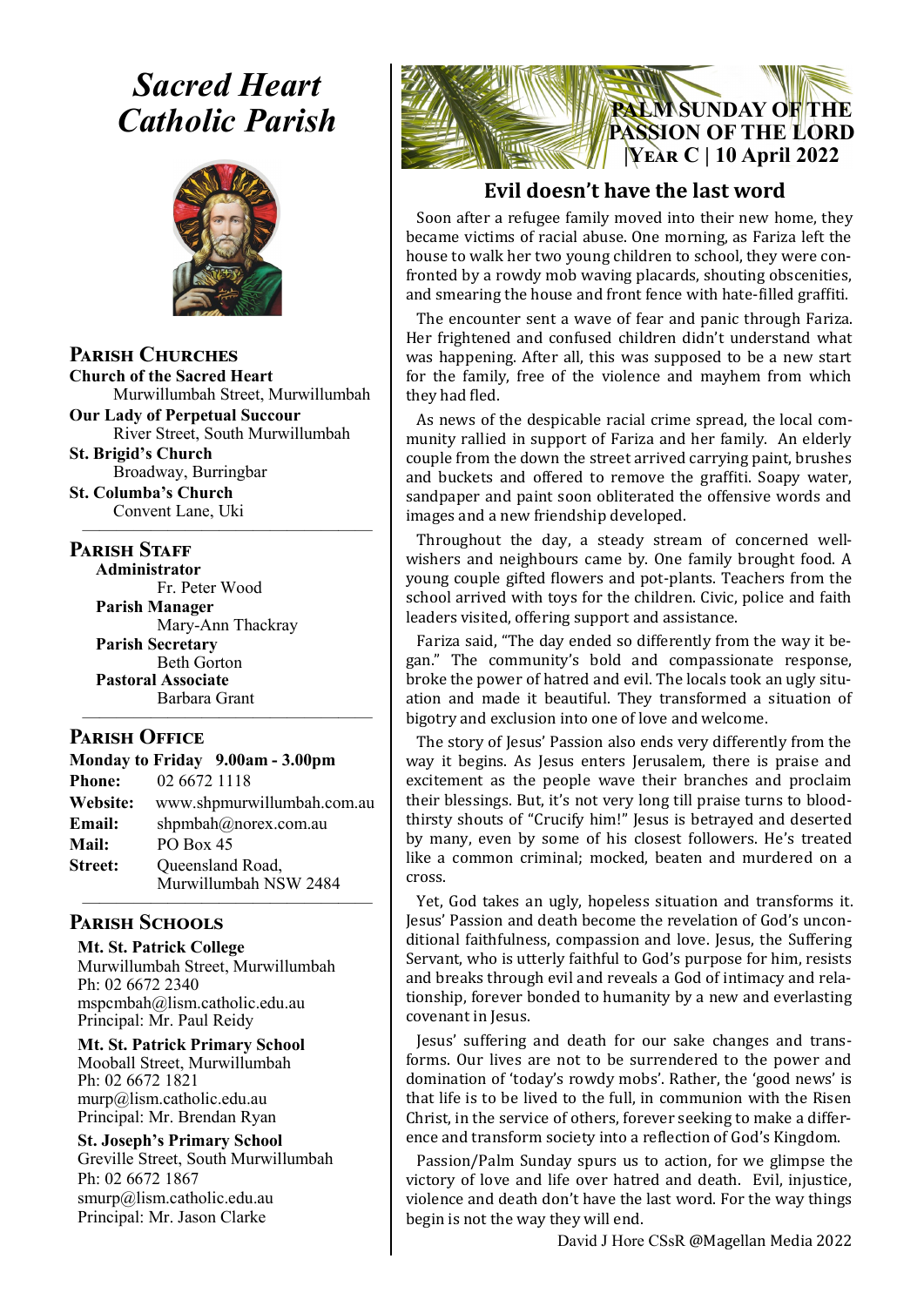# Sacred Heart Catholic Parish

## Parish Churches

**Church of the Sacred Heart**
Murwillumbah Street, Murwillumbah

**Our Lady of Perpetual Succour**
River Street, South Murwillumbah

**St. Brigid's Church**
Broadway, Burringbar

**St. Columba's Church**
Convent Lane, Uki

## Parish Staff

**Administrator**
Fr. Peter Wood

**Parish Manager**
Mary-Ann Thackray

**Parish Secretary**
Beth Gorton

**Pastoral Associate**
Barbara Grant

## Parish Office

**Monday to Friday 9.00am - 3.00pm**

**Phone:** 02 6672 1118
**Website:** www.shpmurwillumbah.com.au
**Email:** shpmbah@norex.com.au
**Mail:** PO Box 45
**Street:** Queensland Road, Murwillumbah NSW 2484

## Parish Schools

**Mt. St. Patrick College**
Murwillumbah Street, Murwillumbah
Ph: 02 6672 2340
mspcmbah@lism.catholic.edu.au
Principal: Mr. Paul Reidy

**Mt. St. Patrick Primary School**
Mooball Street, Murwillumbah
Ph: 02 6672 1821
murp@lism.catholic.edu.au
Principal: Mr. Brendan Ryan

**St. Joseph's Primary School**
Greville Street, South Murwillumbah
Ph: 02 6672 1867
smurp@lism.catholic.edu.au
Principal: Mr. Jason Clarke

## Palm Sunday of the Passion of the Lord
### Year C | 10 April 2022

## Evil doesn't have the last word

Soon after a refugee family moved into their new home, they became victims of racial abuse. One morning, as Fariza left the house to walk her two young children to school, they were confronted by a rowdy mob waving placards, shouting obscenities, and smearing the house and front fence with hate-filled graffiti.

The encounter sent a wave of fear and panic through Fariza. Her frightened and confused children didn't understand what was happening. After all, this was supposed to be a new start for the family, free of the violence and mayhem from which they had fled.

As news of the despicable racial crime spread, the local community rallied in support of Fariza and her family. An elderly couple from the down the street arrived carrying paint, brushes and buckets and offered to remove the graffiti. Soapy water, sandpaper and paint soon obliterated the offensive words and images and a new friendship developed.

Throughout the day, a steady stream of concerned well-wishers and neighbours came by. One family brought food. A young couple gifted flowers and pot-plants. Teachers from the school arrived with toys for the children. Civic, police and faith leaders visited, offering support and assistance.

Fariza said, "The day ended so differently from the way it began." The community's bold and compassionate response, broke the power of hatred and evil. The locals took an ugly situation and made it beautiful. They transformed a situation of bigotry and exclusion into one of love and welcome.

The story of Jesus' Passion also ends very differently from the way it begins. As Jesus enters Jerusalem, there is praise and excitement as the people wave their branches and proclaim their blessings. But, it's not very long till praise turns to blood-thirsty shouts of "Crucify him!" Jesus is betrayed and deserted by many, even by some of his closest followers. He's treated like a common criminal; mocked, beaten and murdered on a cross.

Yet, God takes an ugly, hopeless situation and transforms it. Jesus' Passion and death become the revelation of God's unconditional faithfulness, compassion and love. Jesus, the Suffering Servant, who is utterly faithful to God's purpose for him, resists and breaks through evil and reveals a God of intimacy and relationship, forever bonded to humanity by a new and everlasting covenant in Jesus.

Jesus' suffering and death for our sake changes and transforms. Our lives are not to be surrendered to the power and domination of 'today's rowdy mobs'. Rather, the 'good news' is that life is to be lived to the full, in communion with the Risen Christ, in the service of others, forever seeking to make a difference and transform society into a reflection of God's Kingdom.

Passion/Palm Sunday spurs us to action, for we glimpse the victory of love and life over hatred and death. Evil, injustice, violence and death don't have the last word. For the way things begin is not the way they will end.

David J Hore CSsR @Magellan Media 2022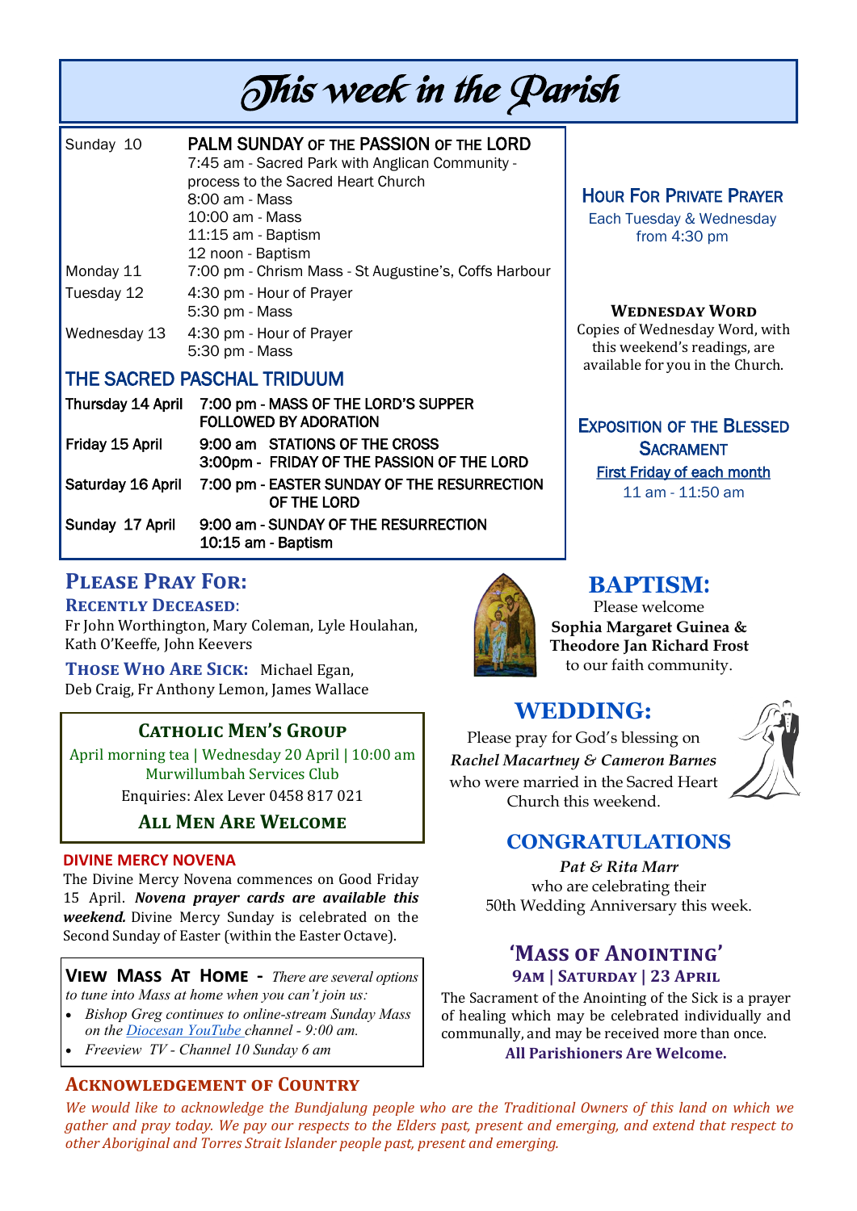# This week in the Parish

| | |
|---|---|
| Sunday 10 | **PALM SUNDAY OF THE PASSION OF THE LORD** |
| | 7:45 am - Sacred Park with Anglican Community - process to the Sacred Heart Church |
| | 8:00 am - Mass |
| | 10:00 am - Mass |
| | 11:15 am - Baptism |
| | 12 noon - Baptism |
| Monday 11 | 7:00 pm - Chrism Mass - St Augustine's, Coffs Harbour |
| Tuesday 12 | 4:30 pm - Hour of Prayer |
| | 5:30 pm - Mass |
| Wednesday 13 | 4:30 pm - Hour of Prayer |
| | 5:30 pm - Mass |

## THE SACRED PASCHAL TRIDUUM

| | |
|---|---|
| Thursday 14 April | 7:00 pm - MASS OF THE LORD'S SUPPER FOLLOWED BY ADORATION |
| Friday 15 April | 9:00 am STATIONS OF THE CROSS |
| | 3:00pm - FRIDAY OF THE PASSION OF THE LORD |
| Saturday 16 April | 7:00 pm - EASTER SUNDAY OF THE RESURRECTION OF THE LORD |
| Sunday 17 April | 9:00 am - SUNDAY OF THE RESURRECTION |
| | 10:15 am - Baptism |

### Hour For Private Prayer

Each Tuesday & Wednesday from 4:30 pm

### Wednesday Word

Copies of Wednesday Word, with this weekend's readings, are available for you in the Church.

### Exposition of the Blessed Sacrament

First Friday of each month

11 am - 11:50 am

## Please Pray For:

**Recently Deceased:**

Fr John Worthington, Mary Coleman, Lyle Houlahan, Kath O'Keeffe, John Keevers

**Those Who Are Sick:** Michael Egan, Deb Craig, Fr Anthony Lemon, James Wallace

### Catholic Men's Group

April morning tea | Wednesday 20 April | 10:00 am

Murwillumbah Services Club

Enquiries: Alex Lever 0458 817 021

**All Men Are Welcome**

### DIVINE MERCY NOVENA

The Divine Mercy Novena commences on Good Friday 15 April. ***Novena prayer cards are available this weekend.*** Divine Mercy Sunday is celebrated on the Second Sunday of Easter (within the Easter Octave).

### View Mass At Home

*There are several options to tune into Mass at home when you can't join us:*

- *Bishop Greg continues to online-stream Sunday Mass on the Diocesan YouTube channel - 9:00 am.*
- *Freeview TV - Channel 10 Sunday 6 am*

## BAPTISM:

Please welcome

**Sophia Margaret Guinea & Theodore Jan Richard Frost**

to our faith community.

## WEDDING:

Please pray for God's blessing on

***Rachel Macartney & Cameron Barnes***

who were married in the Sacred Heart Church this weekend.

## CONGRATULATIONS

***Pat & Rita Marr***

who are celebrating their 50th Wedding Anniversary this week.

## 'Mass of Anointing'

**9am | Saturday | 23 April**

The Sacrament of the Anointing of the Sick is a prayer of healing which may be celebrated individually and communally, and may be received more than once.

**All Parishioners Are Welcome.**

### Acknowledgement of Country

*We would like to acknowledge the Bundjalung people who are the Traditional Owners of this land on which we gather and pray today. We pay our respects to the Elders past, present and emerging, and extend that respect to other Aboriginal and Torres Strait Islander people past, present and emerging.*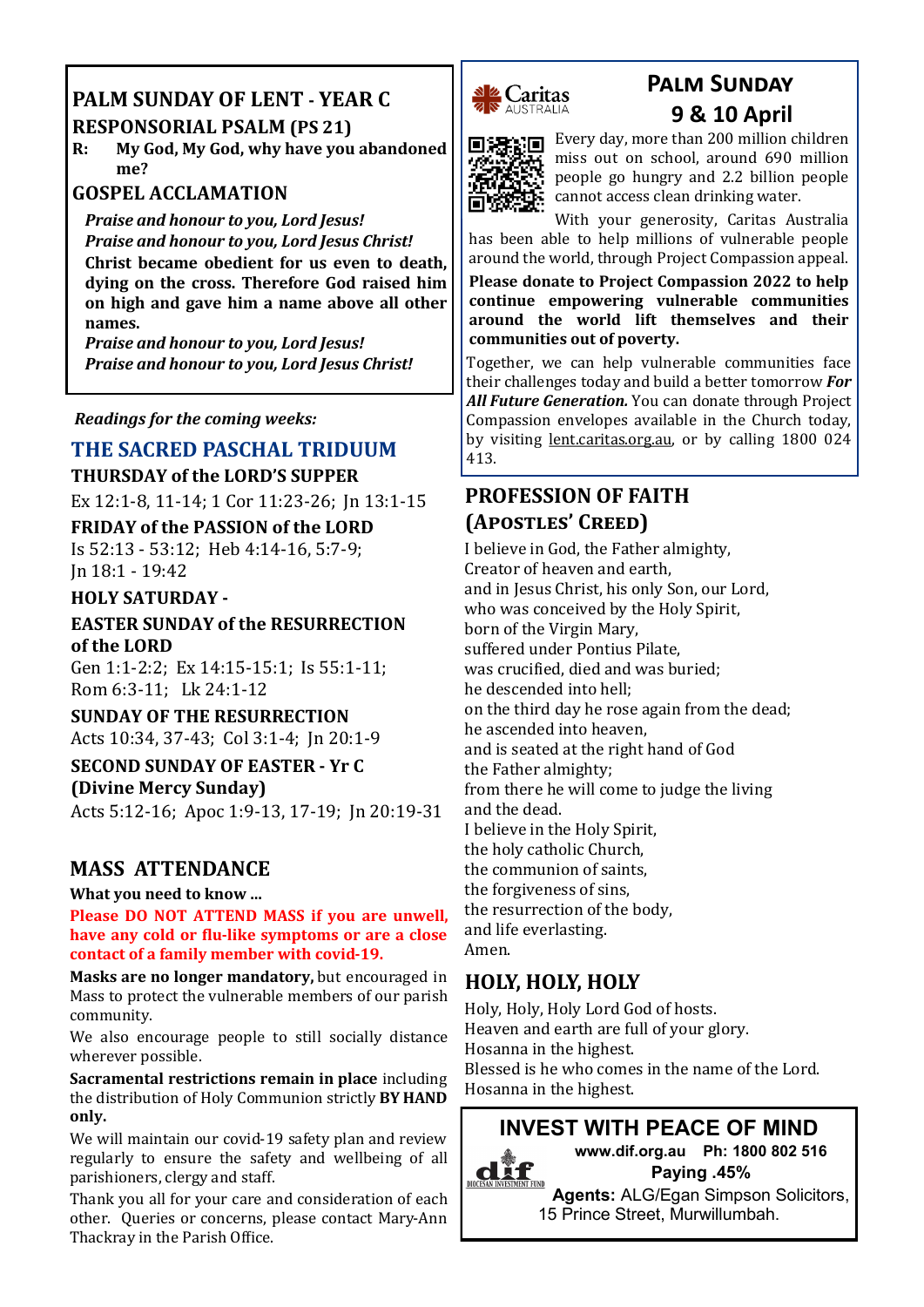## PALM SUNDAY OF LENT - YEAR C

### RESPONSORIAL PSALM (PS 21)

**R: My God, My God, why have you abandoned me?**

### GOSPEL ACCLAMATION

*Praise and honour to you, Lord Jesus!*
*Praise and honour to you, Lord Jesus Christ!*
**Christ became obedient for us even to death, dying on the cross. Therefore God raised him on high and gave him a name above all other names.**
*Praise and honour to you, Lord Jesus!*
*Praise and honour to you, Lord Jesus Christ!*

*Readings for the coming weeks:*

## THE SACRED PASCHAL TRIDUUM

**THURSDAY of the LORD'S SUPPER**
Ex 12:1-8, 11-14; 1 Cor 11:23-26; Jn 13:1-15

**FRIDAY of the PASSION of the LORD**
Is 52:13 - 53:12; Heb 4:14-16, 5:7-9; Jn 18:1 - 19:42

**HOLY SATURDAY -**

**EASTER SUNDAY of the RESURRECTION of the LORD**
Gen 1:1-2:2; Ex 14:15-15:1; Is 55:1-11; Rom 6:3-11; Lk 24:1-12

**SUNDAY OF THE RESURRECTION**
Acts 10:34, 37-43; Col 3:1-4; Jn 20:1-9

**SECOND SUNDAY OF EASTER - Yr C (Divine Mercy Sunday)**
Acts 5:12-16; Apoc 1:9-13, 17-19; Jn 20:19-31

## MASS ATTENDANCE

**What you need to know ...**

**Please DO NOT ATTEND MASS if you are unwell, have any cold or flu-like symptoms or are a close contact of a family member with covid-19.**

**Masks are no longer mandatory,** but encouraged in Mass to protect the vulnerable members of our parish community.

We also encourage people to still socially distance wherever possible.

**Sacramental restrictions remain in place** including the distribution of Holy Communion strictly **BY HAND only.**

We will maintain our covid-19 safety plan and review regularly to ensure the safety and wellbeing of all parishioners, clergy and staff.

Thank you all for your care and consideration of each other. Queries or concerns, please contact Mary-Ann Thackray in the Parish Office.

---

Caritas AUSTRALIA

## PALM SUNDAY 9 & 10 April

Every day, more than 200 million children miss out on school, around 690 million people go hungry and 2.2 billion people cannot access clean drinking water.

With your generosity, Caritas Australia has been able to help millions of vulnerable people around the world, through Project Compassion appeal.

**Please donate to Project Compassion 2022 to help continue empowering vulnerable communities around the world lift themselves and their communities out of poverty.**

Together, we can help vulnerable communities face their challenges today and build a better tomorrow ***For All Future Generation.*** You can donate through Project Compassion envelopes available in the Church today, by visiting lent.caritas.org.au, or by calling 1800 024 413.

## PROFESSION OF FAITH (APOSTLES' CREED)

I believe in God, the Father almighty,
Creator of heaven and earth,
and in Jesus Christ, his only Son, our Lord,
who was conceived by the Holy Spirit,
born of the Virgin Mary,
suffered under Pontius Pilate,
was crucified, died and was buried;
he descended into hell;
on the third day he rose again from the dead;
he ascended into heaven,
and is seated at the right hand of God
the Father almighty;
from there he will come to judge the living
and the dead.
I believe in the Holy Spirit,
the holy catholic Church,
the communion of saints,
the forgiveness of sins,
the resurrection of the body,
and life everlasting.
Amen.

## HOLY, HOLY, HOLY

Holy, Holy, Holy Lord God of hosts.
Heaven and earth are full of your glory.
Hosanna in the highest.
Blessed is he who comes in the name of the Lord.
Hosanna in the highest.

## INVEST WITH PEACE OF MIND

**www.dif.org.au Ph: 1800 802 516**

**Paying .45%**

DIOCESAN INVESTMENT FUND

**Agents:** ALG/Egan Simpson Solicitors, 15 Prince Street, Murwillumbah.